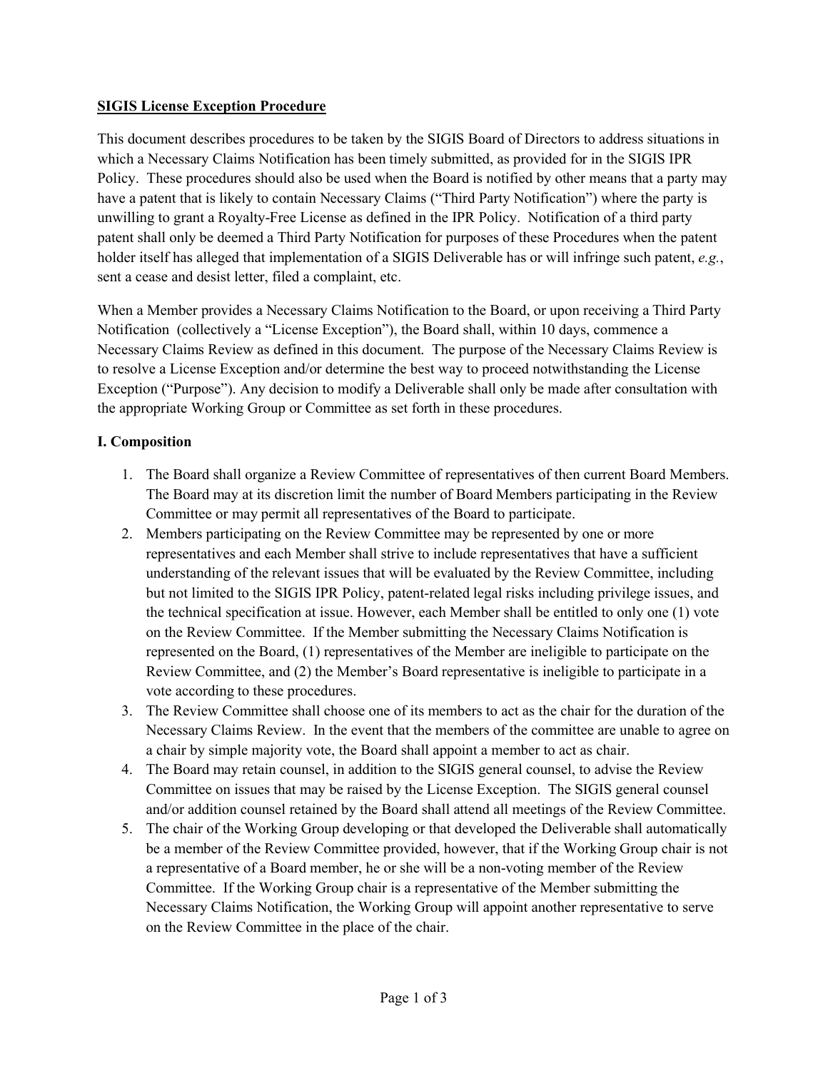**SIGIS License Exception Procedure**

This document describes procedures to be taken by the SIGIS Board of Directors to address situations in which a Necessary Claims Notification has been timely submitted, as provided for in the SIGIS IPR Policy. These procedures should also be used when the Board is notified by other means that a party may have a patent that is likely to contain Necessary Claims ("Third Party Notification") where the party is unwilling to grant a Royalty-Free License as defined in the IPR Policy. Notification of a third party patent shall only be deemed a Third Party Notification for purposes of these Procedures when the patent holder itself has alleged that implementation of a SIGIS Deliverable has or will infringe such patent, *e.g.*, sent a cease and desist letter, filed a complaint, etc.

When a Member provides a Necessary Claims Notification to the Board, or upon receiving a Third Party Notification (collectively a "License Exception"), the Board shall, within 10 days, commence a Necessary Claims Review as defined in this document. The purpose of the Necessary Claims Review is to resolve a License Exception and/or determine the best way to proceed notwithstanding the License Exception ("Purpose"). Any decision to modify a Deliverable shall only be made after consultation with the appropriate Working Group or Committee as set forth in these procedures.

**I. Composition**

1. The Board shall organize a Review Committee of representatives of then current Board Members. The Board may at its discretion limit the number of Board Members participating in the Review Committee or may permit all representatives of the Board to participate.
2. Members participating on the Review Committee may be represented by one or more representatives and each Member shall strive to include representatives that have a sufficient understanding of the relevant issues that will be evaluated by the Review Committee, including but not limited to the SIGIS IPR Policy, patent-related legal risks including privilege issues, and the technical specification at issue. However, each Member shall be entitled to only one (1) vote on the Review Committee. If the Member submitting the Necessary Claims Notification is represented on the Board, (1) representatives of the Member are ineligible to participate on the Review Committee, and (2) the Member's Board representative is ineligible to participate in a vote according to these procedures.
3. The Review Committee shall choose one of its members to act as the chair for the duration of the Necessary Claims Review. In the event that the members of the committee are unable to agree on a chair by simple majority vote, the Board shall appoint a member to act as chair.
4. The Board may retain counsel, in addition to the SIGIS general counsel, to advise the Review Committee on issues that may be raised by the License Exception. The SIGIS general counsel and/or addition counsel retained by the Board shall attend all meetings of the Review Committee.
5. The chair of the Working Group developing or that developed the Deliverable shall automatically be a member of the Review Committee provided, however, that if the Working Group chair is not a representative of a Board member, he or she will be a non-voting member of the Review Committee. If the Working Group chair is a representative of the Member submitting the Necessary Claims Notification, the Working Group will appoint another representative to serve on the Review Committee in the place of the chair.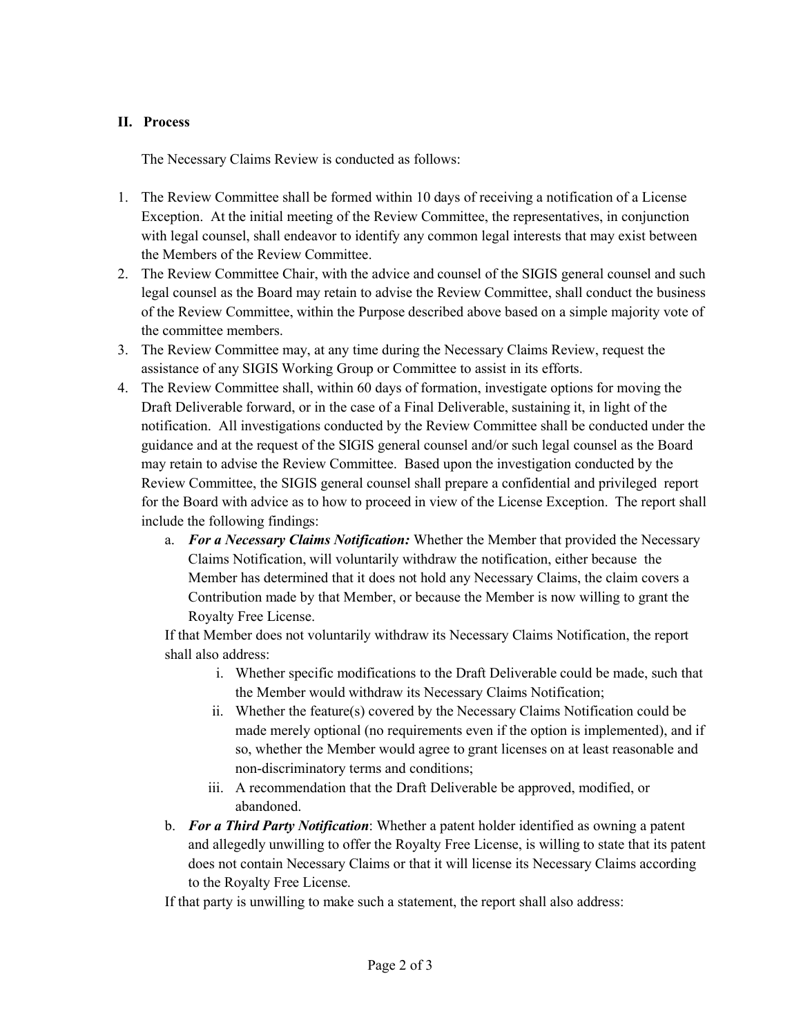## II. Process

The Necessary Claims Review is conducted as follows:

1. The Review Committee shall be formed within 10 days of receiving a notification of a License Exception. At the initial meeting of the Review Committee, the representatives, in conjunction with legal counsel, shall endeavor to identify any common legal interests that may exist between the Members of the Review Committee.
2. The Review Committee Chair, with the advice and counsel of the SIGIS general counsel and such legal counsel as the Board may retain to advise the Review Committee, shall conduct the business of the Review Committee, within the Purpose described above based on a simple majority vote of the committee members.
3. The Review Committee may, at any time during the Necessary Claims Review, request the assistance of any SIGIS Working Group or Committee to assist in its efforts.
4. The Review Committee shall, within 60 days of formation, investigate options for moving the Draft Deliverable forward, or in the case of a Final Deliverable, sustaining it, in light of the notification. All investigations conducted by the Review Committee shall be conducted under the guidance and at the request of the SIGIS general counsel and/or such legal counsel as the Board may retain to advise the Review Committee. Based upon the investigation conducted by the Review Committee, the SIGIS general counsel shall prepare a confidential and privileged report for the Board with advice as to how to proceed in view of the License Exception. The report shall include the following findings:
   a. ***For a Necessary Claims Notification:*** Whether the Member that provided the Necessary Claims Notification, will voluntarily withdraw the notification, either because the Member has determined that it does not hold any Necessary Claims, the claim covers a Contribution made by that Member, or because the Member is now willing to grant the Royalty Free License.

   If that Member does not voluntarily withdraw its Necessary Claims Notification, the report shall also address:

      i. Whether specific modifications to the Draft Deliverable could be made, such that the Member would withdraw its Necessary Claims Notification;
      ii. Whether the feature(s) covered by the Necessary Claims Notification could be made merely optional (no requirements even if the option is implemented), and if so, whether the Member would agree to grant licenses on at least reasonable and non-discriminatory terms and conditions;
      iii. A recommendation that the Draft Deliverable be approved, modified, or abandoned.

   b. ***For a Third Party Notification***: Whether a patent holder identified as owning a patent and allegedly unwilling to offer the Royalty Free License, is willing to state that its patent does not contain Necessary Claims or that it will license its Necessary Claims according to the Royalty Free License.

   If that party is unwilling to make such a statement, the report shall also address: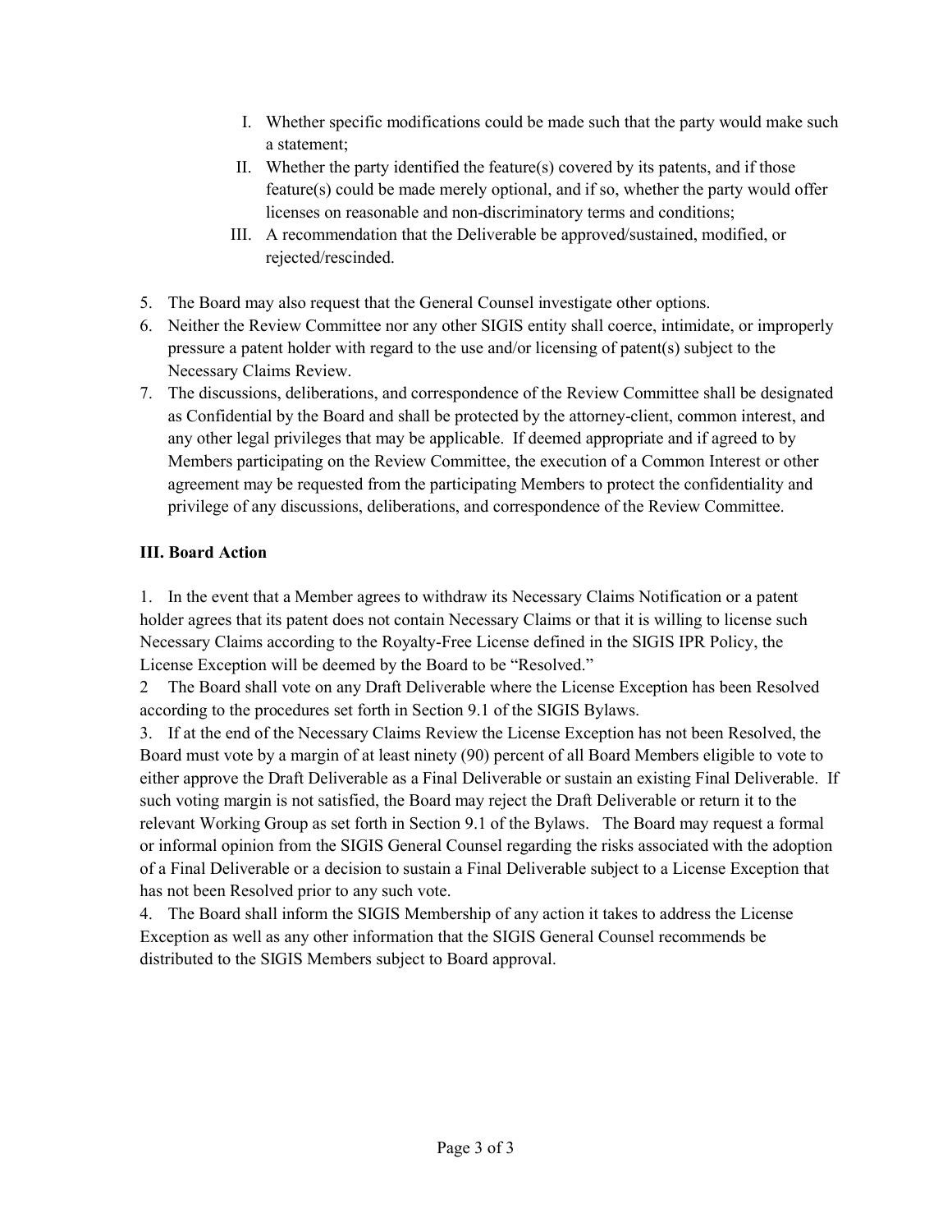I. Whether specific modifications could be made such that the party would make such a statement;
   II. Whether the party identified the feature(s) covered by its patents, and if those feature(s) could be made merely optional, and if so, whether the party would offer licenses on reasonable and non-discriminatory terms and conditions;
   III. A recommendation that the Deliverable be approved/sustained, modified, or rejected/rescinded.

5. The Board may also request that the General Counsel investigate other options.
6. Neither the Review Committee nor any other SIGIS entity shall coerce, intimidate, or improperly pressure a patent holder with regard to the use and/or licensing of patent(s) subject to the Necessary Claims Review.
7. The discussions, deliberations, and correspondence of the Review Committee shall be designated as Confidential by the Board and shall be protected by the attorney-client, common interest, and any other legal privileges that may be applicable. If deemed appropriate and if agreed to by Members participating on the Review Committee, the execution of a Common Interest or other agreement may be requested from the participating Members to protect the confidentiality and privilege of any discussions, deliberations, and correspondence of the Review Committee.

**III. Board Action**

1. In the event that a Member agrees to withdraw its Necessary Claims Notification or a patent holder agrees that its patent does not contain Necessary Claims or that it is willing to license such Necessary Claims according to the Royalty-Free License defined in the SIGIS IPR Policy, the License Exception will be deemed by the Board to be "Resolved."
2 The Board shall vote on any Draft Deliverable where the License Exception has been Resolved according to the procedures set forth in Section 9.1 of the SIGIS Bylaws.
3. If at the end of the Necessary Claims Review the License Exception has not been Resolved, the Board must vote by a margin of at least ninety (90) percent of all Board Members eligible to vote to either approve the Draft Deliverable as a Final Deliverable or sustain an existing Final Deliverable. If such voting margin is not satisfied, the Board may reject the Draft Deliverable or return it to the relevant Working Group as set forth in Section 9.1 of the Bylaws. The Board may request a formal or informal opinion from the SIGIS General Counsel regarding the risks associated with the adoption of a Final Deliverable or a decision to sustain a Final Deliverable subject to a License Exception that has not been Resolved prior to any such vote.
4. The Board shall inform the SIGIS Membership of any action it takes to address the License Exception as well as any other information that the SIGIS General Counsel recommends be distributed to the SIGIS Members subject to Board approval.